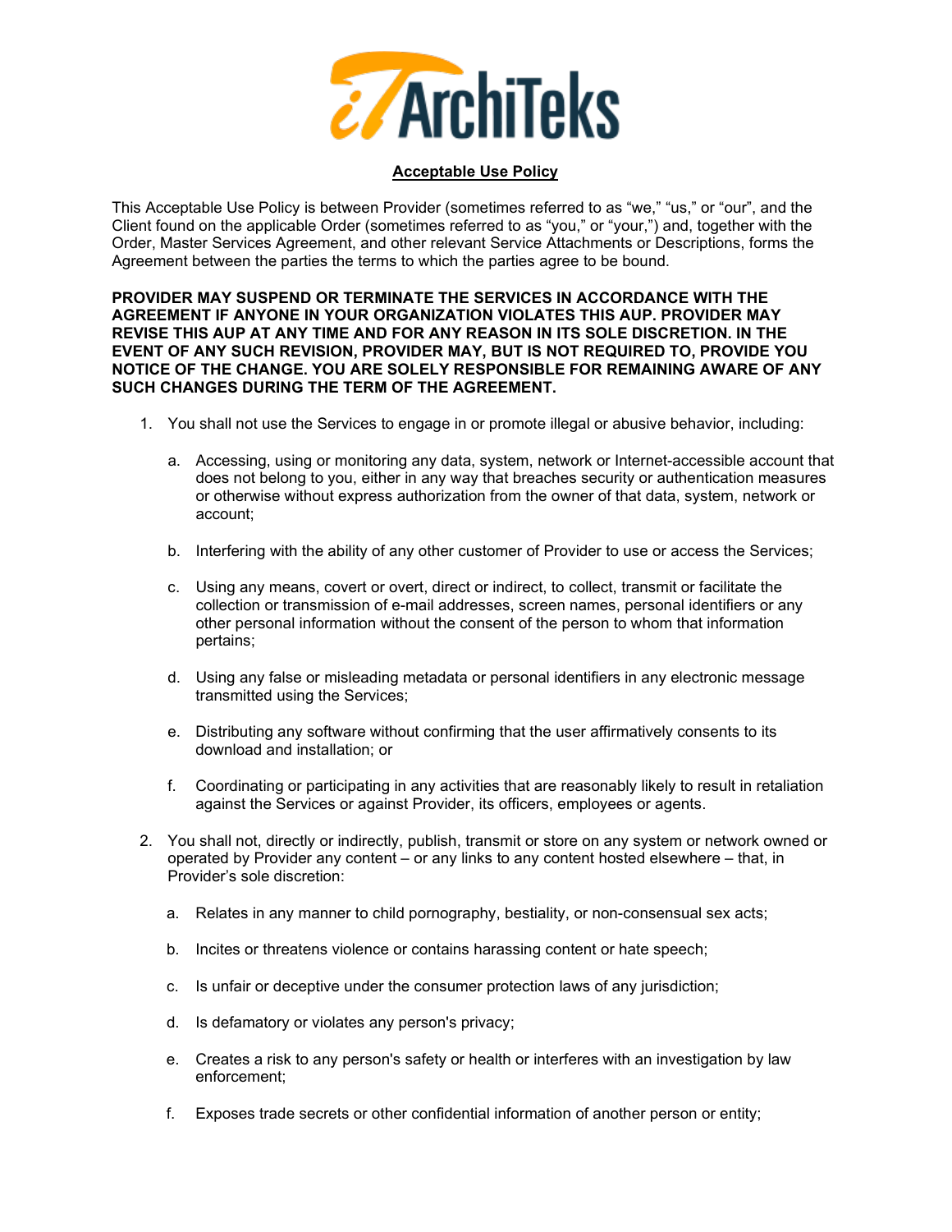# Acceptable Use Policy

This Acceptable Use Policy is between Provider (sometimes referred to as "we," "us," or "our", and the Client found on the applicable Order (sometimes referred to as "you," or "your,") and, together with the Order, Master Services Agreement, and other relevant Service Attachments or Descriptions, forms the Agreement between the parties the terms to which the parties agree to be bound.

**PROVIDER MAY SUSPEND OR TERMINATE THE SERVICES IN ACCORDANCE WITH THE AGREEMENT IF ANYONE IN YOUR ORGANIZATION VIOLATES THIS AUP. PROVIDER MAY REVISE THIS AUP AT ANY TIME AND FOR ANY REASON IN ITS SOLE DISCRETION. IN THE EVENT OF ANY SUCH REVISION, PROVIDER MAY, BUT IS NOT REQUIRED TO, PROVIDE YOU NOTICE OF THE CHANGE. YOU ARE SOLELY RESPONSIBLE FOR REMAINING AWARE OF ANY SUCH CHANGES DURING THE TERM OF THE AGREEMENT.**

1. You shall not use the Services to engage in or promote illegal or abusive behavior, including:

   a. Accessing, using or monitoring any data, system, network or Internet-accessible account that does not belong to you, either in any way that breaches security or authentication measures or otherwise without express authorization from the owner of that data, system, network or account;

   b. Interfering with the ability of any other customer of Provider to use or access the Services;

   c. Using any means, covert or overt, direct or indirect, to collect, transmit or facilitate the collection or transmission of e-mail addresses, screen names, personal identifiers or any other personal information without the consent of the person to whom that information pertains;

   d. Using any false or misleading metadata or personal identifiers in any electronic message transmitted using the Services;

   e. Distributing any software without confirming that the user affirmatively consents to its download and installation; or

   f. Coordinating or participating in any activities that are reasonably likely to result in retaliation against the Services or against Provider, its officers, employees or agents.

2. You shall not, directly or indirectly, publish, transmit or store on any system or network owned or operated by Provider any content – or any links to any content hosted elsewhere – that, in Provider's sole discretion:

   a. Relates in any manner to child pornography, bestiality, or non-consensual sex acts;

   b. Incites or threatens violence or contains harassing content or hate speech;

   c. Is unfair or deceptive under the consumer protection laws of any jurisdiction;

   d. Is defamatory or violates any person's privacy;

   e. Creates a risk to any person's safety or health or interferes with an investigation by law enforcement;

   f. Exposes trade secrets or other confidential information of another person or entity;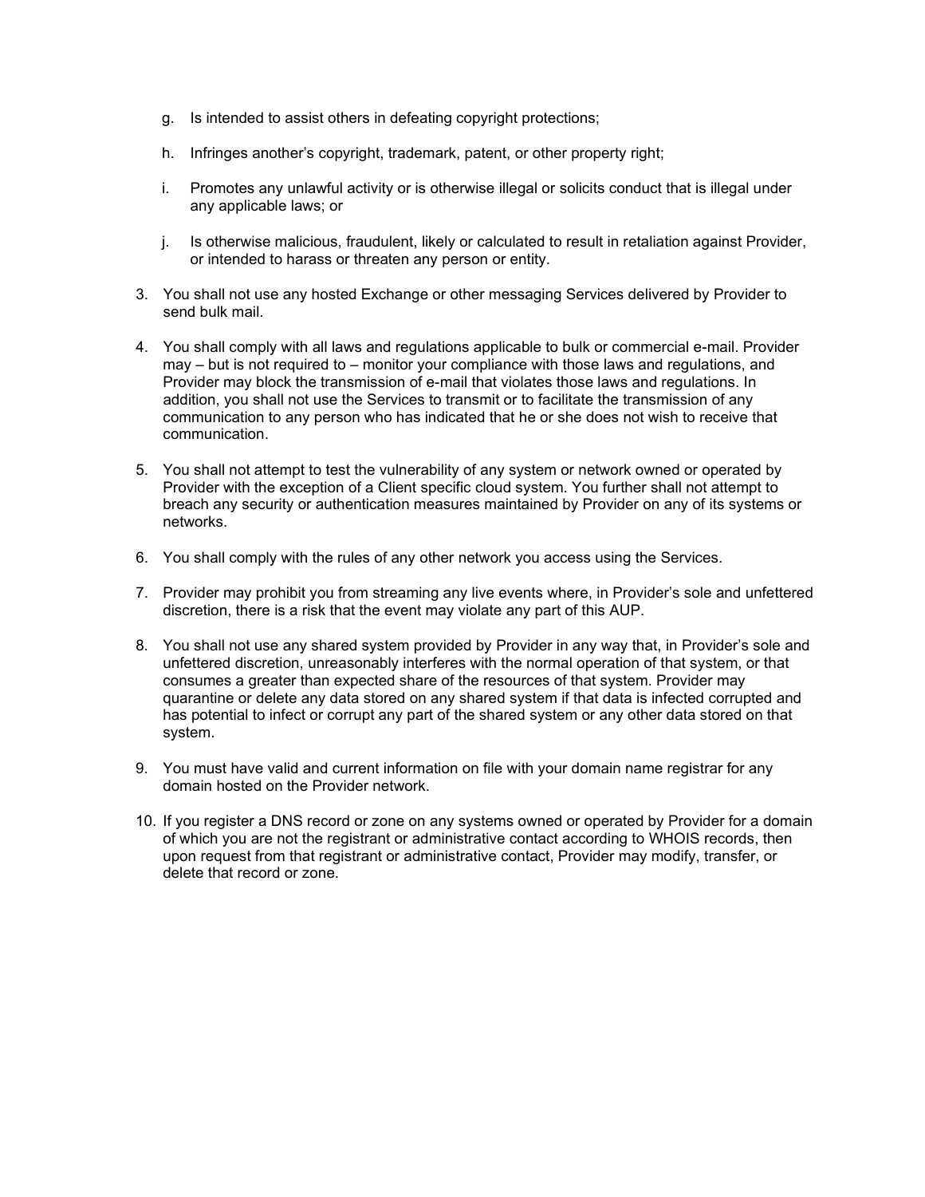g. Is intended to assist others in defeating copyright protections;

   h. Infringes another's copyright, trademark, patent, or other property right;

   i. Promotes any unlawful activity or is otherwise illegal or solicits conduct that is illegal under any applicable laws; or

   j. Is otherwise malicious, fraudulent, likely or calculated to result in retaliation against Provider, or intended to harass or threaten any person or entity.

3. You shall not use any hosted Exchange or other messaging Services delivered by Provider to send bulk mail.

4. You shall comply with all laws and regulations applicable to bulk or commercial e-mail. Provider may – but is not required to – monitor your compliance with those laws and regulations, and Provider may block the transmission of e-mail that violates those laws and regulations. In addition, you shall not use the Services to transmit or to facilitate the transmission of any communication to any person who has indicated that he or she does not wish to receive that communication.

5. You shall not attempt to test the vulnerability of any system or network owned or operated by Provider with the exception of a Client specific cloud system. You further shall not attempt to breach any security or authentication measures maintained by Provider on any of its systems or networks.

6. You shall comply with the rules of any other network you access using the Services.

7. Provider may prohibit you from streaming any live events where, in Provider's sole and unfettered discretion, there is a risk that the event may violate any part of this AUP.

8. You shall not use any shared system provided by Provider in any way that, in Provider's sole and unfettered discretion, unreasonably interferes with the normal operation of that system, or that consumes a greater than expected share of the resources of that system. Provider may quarantine or delete any data stored on any shared system if that data is infected corrupted and has potential to infect or corrupt any part of the shared system or any other data stored on that system.

9. You must have valid and current information on file with your domain name registrar for any domain hosted on the Provider network.

10. If you register a DNS record or zone on any systems owned or operated by Provider for a domain of which you are not the registrant or administrative contact according to WHOIS records, then upon request from that registrant or administrative contact, Provider may modify, transfer, or delete that record or zone.